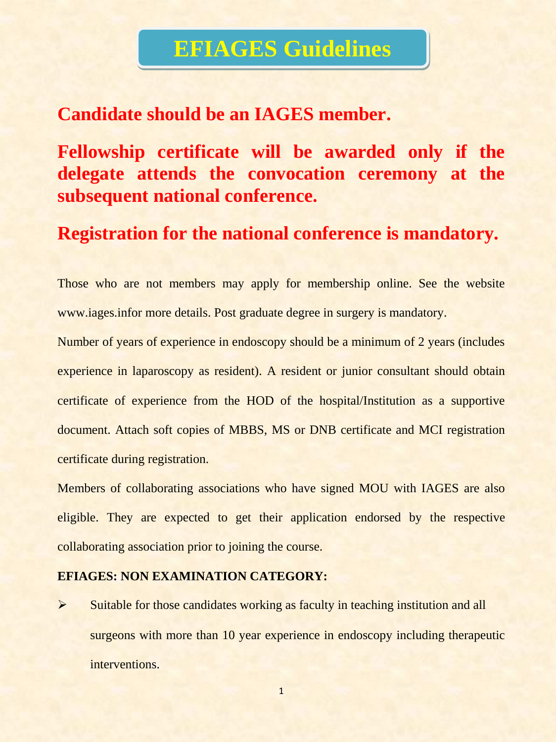# EFIAGES Guidelines

**Candidate should be an IAGES member.**

**Fellowship certificate will be awarded only if the delegate attends the convocation ceremony at the subsequent national conference.**

**Registration for the national conference is mandatory.**

Those who are not members may apply for membership online. See the website www.iages.infor more details. Post graduate degree in surgery is mandatory.

Number of years of experience in endoscopy should be a minimum of 2 years (includes experience in laparoscopy as resident). A resident or junior consultant should obtain certificate of experience from the HOD of the hospital/Institution as a supportive document. Attach soft copies of MBBS, MS or DNB certificate and MCI registration certificate during registration.

Members of collaborating associations who have signed MOU with IAGES are also eligible. They are expected to get their application endorsed by the respective collaborating association prior to joining the course.

**EFIAGES: NON EXAMINATION CATEGORY:**

- Suitable for those candidates working as faculty in teaching institution and all surgeons with more than 10 year experience in endoscopy including therapeutic interventions.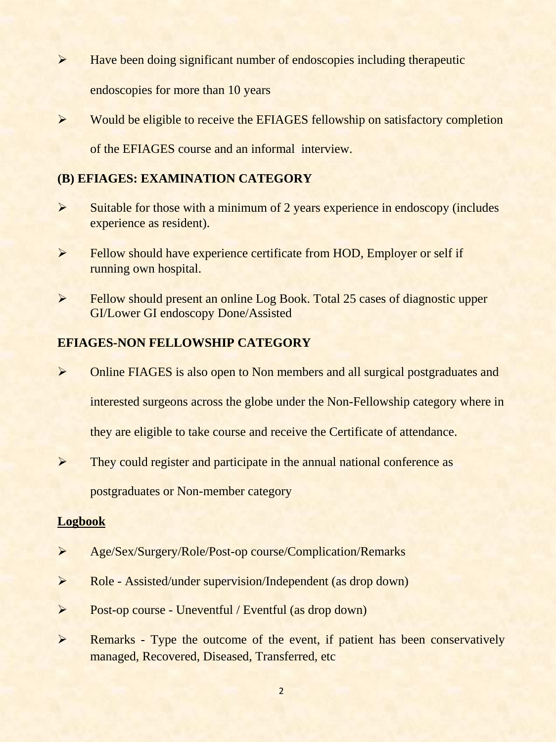- Have been doing significant number of endoscopies including therapeutic endoscopies for more than 10 years
- Would be eligible to receive the EFIAGES fellowship on satisfactory completion of the EFIAGES course and an informal interview.

**(B) EFIAGES: EXAMINATION CATEGORY**

- Suitable for those with a minimum of 2 years experience in endoscopy (includes experience as resident).
- Fellow should have experience certificate from HOD, Employer or self if running own hospital.
- Fellow should present an online Log Book. Total 25 cases of diagnostic upper GI/Lower GI endoscopy Done/Assisted

**EFIAGES-NON FELLOWSHIP CATEGORY**

- Online FIAGES is also open to Non members and all surgical postgraduates and interested surgeons across the globe under the Non-Fellowship category where in they are eligible to take course and receive the Certificate of attendance.
- They could register and participate in the annual national conference as postgraduates or Non-member category

**<u>Logbook</u>**

- Age/Sex/Surgery/Role/Post-op course/Complication/Remarks
- Role - Assisted/under supervision/Independent (as drop down)
- Post-op course - Uneventful / Eventful (as drop down)
- Remarks - Type the outcome of the event, if patient has been conservatively managed, Recovered, Diseased, Transferred, etc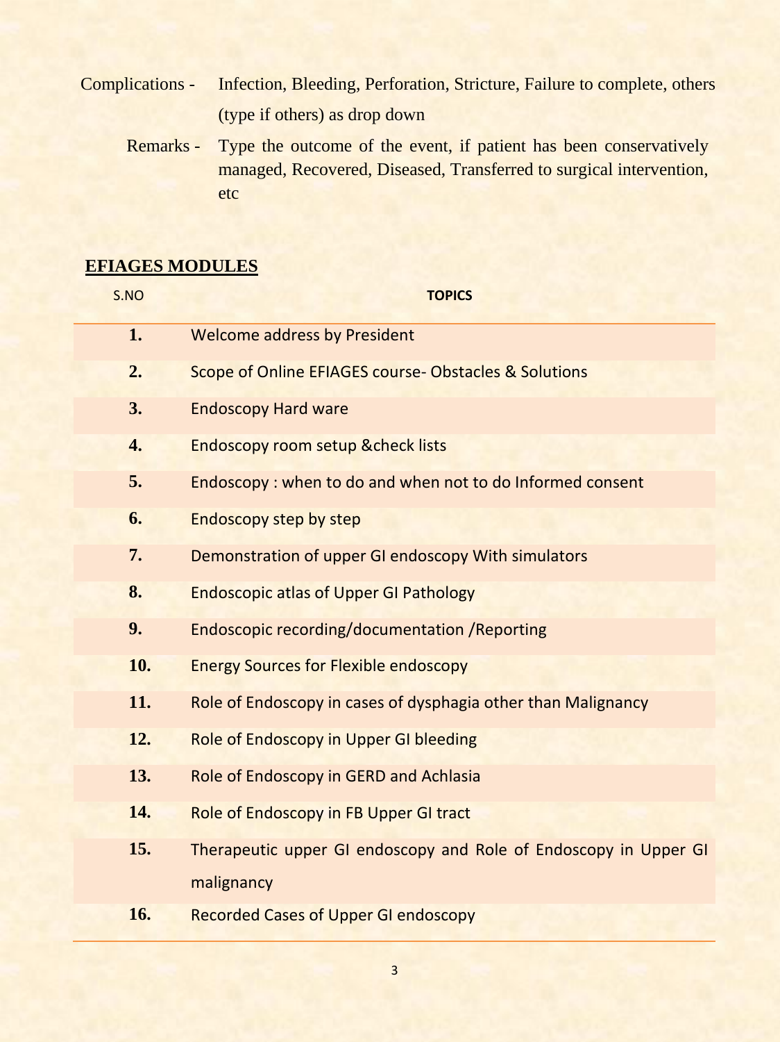Complications - Infection, Bleeding, Perforation, Stricture, Failure to complete, others (type if others) as drop down

Remarks - Type the outcome of the event, if patient has been conservatively managed, Recovered, Diseased, Transferred to surgical intervention, etc

## EFIAGES MODULES

| S.NO | TOPICS |
|---|---|
| **1.** | Welcome address by President |
| **2.** | Scope of Online EFIAGES course- Obstacles & Solutions |
| **3.** | Endoscopy Hard ware |
| **4.** | Endoscopy room setup &check lists |
| **5.** | Endoscopy : when to do and when not to do Informed consent |
| **6.** | Endoscopy step by step |
| **7.** | Demonstration of upper GI endoscopy With simulators |
| **8.** | Endoscopic atlas of Upper GI Pathology |
| **9.** | Endoscopic recording/documentation /Reporting |
| **10.** | Energy Sources for Flexible endoscopy |
| **11.** | Role of Endoscopy in cases of dysphagia other than Malignancy |
| **12.** | Role of Endoscopy in Upper GI bleeding |
| **13.** | Role of Endoscopy in GERD and Achlasia |
| **14.** | Role of Endoscopy in FB Upper GI tract |
| **15.** | Therapeutic upper GI endoscopy and Role of Endoscopy in Upper GI malignancy |
| **16.** | Recorded Cases of Upper GI endoscopy |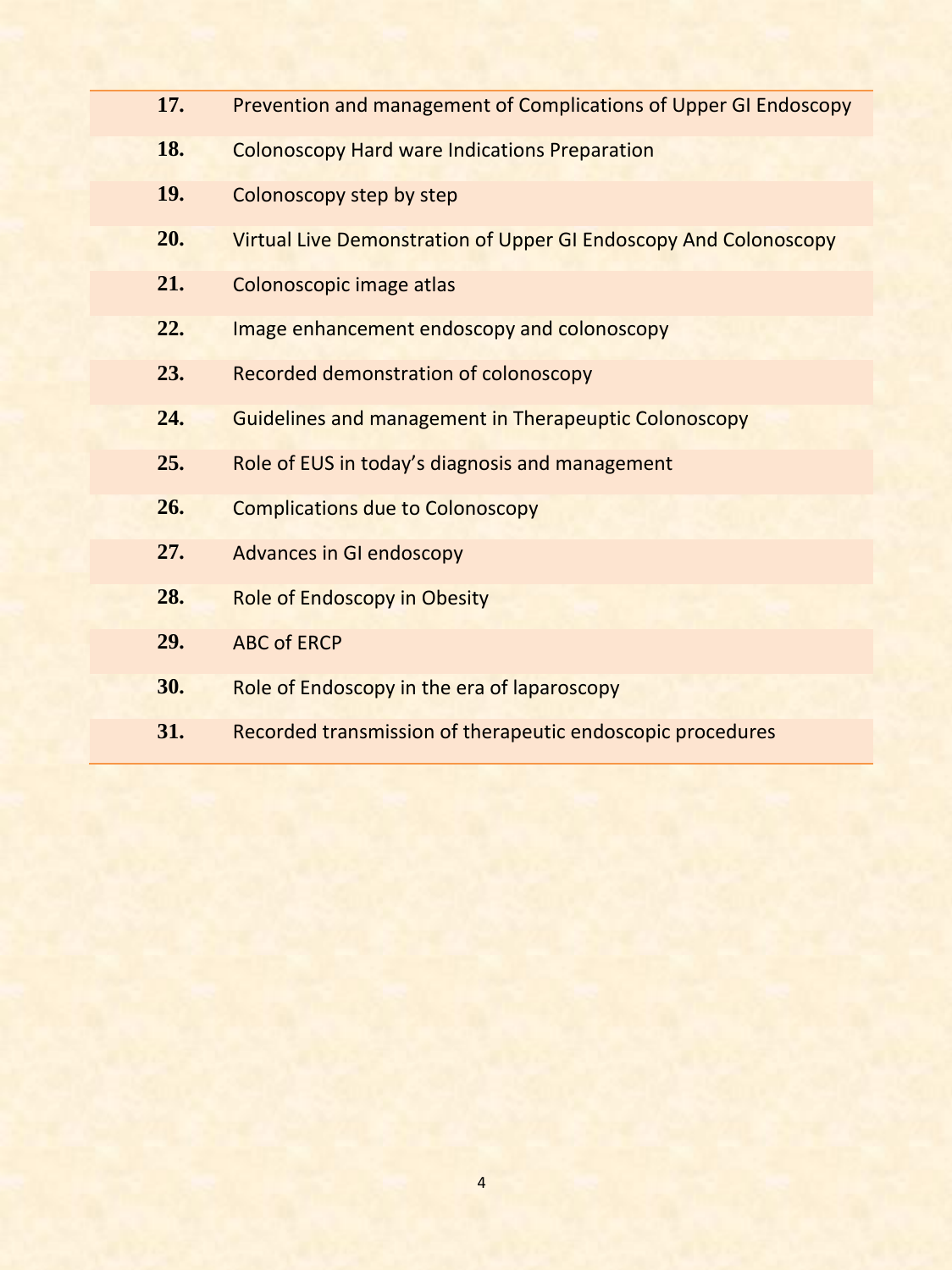| | |
|---|---|
| **17.** | Prevention and management of Complications of Upper GI Endoscopy |
| **18.** | Colonoscopy Hard ware Indications Preparation |
| **19.** | Colonoscopy step by step |
| **20.** | Virtual Live Demonstration of Upper GI Endoscopy And Colonoscopy |
| **21.** | Colonoscopic image atlas |
| **22.** | Image enhancement endoscopy and colonoscopy |
| **23.** | Recorded demonstration of colonoscopy |
| **24.** | Guidelines and management in Therapeuptic Colonoscopy |
| **25.** | Role of EUS in today's diagnosis and management |
| **26.** | Complications due to Colonoscopy |
| **27.** | Advances in GI endoscopy |
| **28.** | Role of Endoscopy in Obesity |
| **29.** | ABC of ERCP |
| **30.** | Role of Endoscopy in the era of laparoscopy |
| **31.** | Recorded transmission of therapeutic endoscopic procedures |